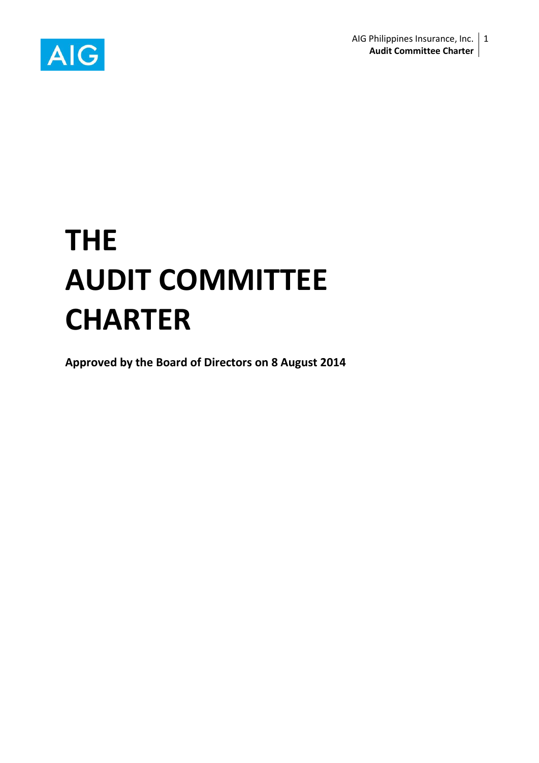# THE AUDIT COMMITTEE CHARTER

**Approved by the Board of Directors on 8 August 2014**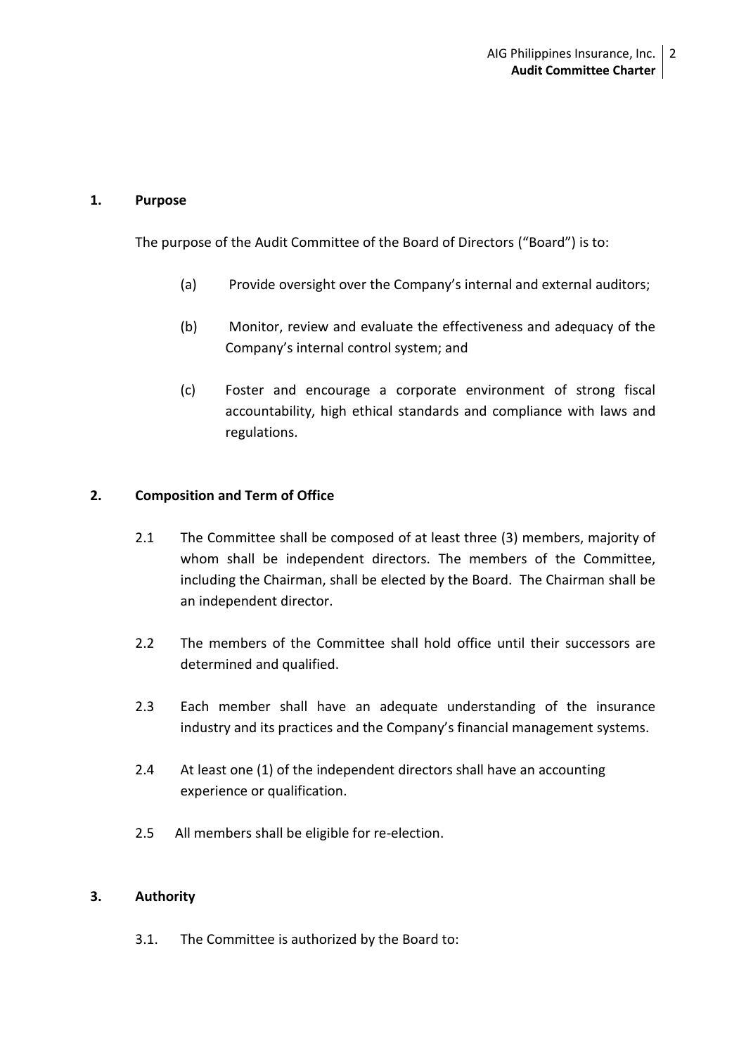## 1. Purpose

The purpose of the Audit Committee of the Board of Directors ("Board") is to:

(a) Provide oversight over the Company's internal and external auditors;

(b) Monitor, review and evaluate the effectiveness and adequacy of the Company's internal control system; and

(c) Foster and encourage a corporate environment of strong fiscal accountability, high ethical standards and compliance with laws and regulations.

## 2. Composition and Term of Office

2.1 The Committee shall be composed of at least three (3) members, majority of whom shall be independent directors. The members of the Committee, including the Chairman, shall be elected by the Board. The Chairman shall be an independent director.

2.2 The members of the Committee shall hold office until their successors are determined and qualified.

2.3 Each member shall have an adequate understanding of the insurance industry and its practices and the Company's financial management systems.

2.4 At least one (1) of the independent directors shall have an accounting experience or qualification.

2.5 All members shall be eligible for re-election.

## 3. Authority

3.1. The Committee is authorized by the Board to: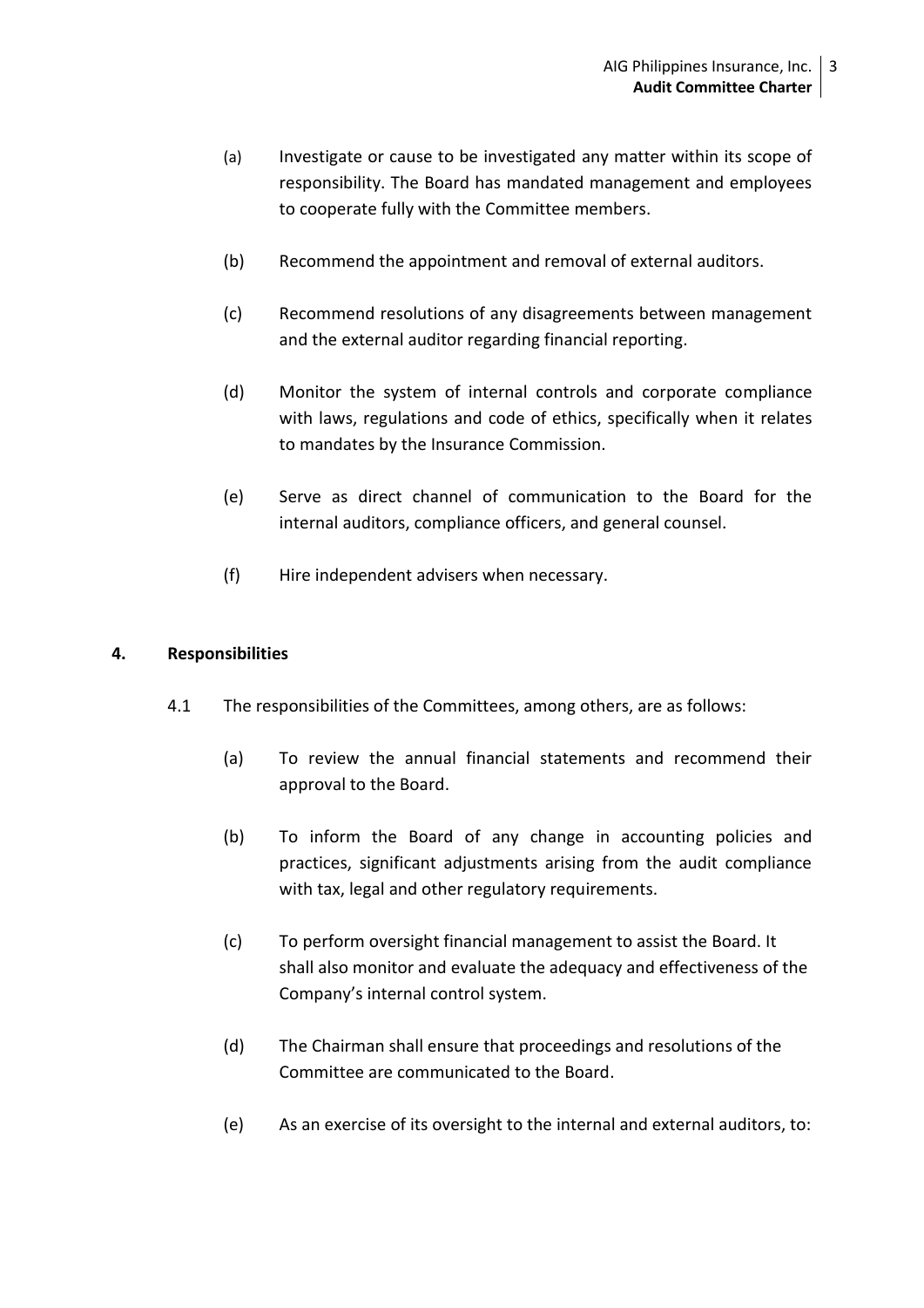(a) Investigate or cause to be investigated any matter within its scope of responsibility. The Board has mandated management and employees to cooperate fully with the Committee members.

(b) Recommend the appointment and removal of external auditors.

(c) Recommend resolutions of any disagreements between management and the external auditor regarding financial reporting.

(d) Monitor the system of internal controls and corporate compliance with laws, regulations and code of ethics, specifically when it relates to mandates by the Insurance Commission.

(e) Serve as direct channel of communication to the Board for the internal auditors, compliance officers, and general counsel.

(f) Hire independent advisers when necessary.

## 4. Responsibilities

4.1 The responsibilities of the Committees, among others, are as follows:

(a) To review the annual financial statements and recommend their approval to the Board.

(b) To inform the Board of any change in accounting policies and practices, significant adjustments arising from the audit compliance with tax, legal and other regulatory requirements.

(c) To perform oversight financial management to assist the Board. It shall also monitor and evaluate the adequacy and effectiveness of the Company's internal control system.

(d) The Chairman shall ensure that proceedings and resolutions of the Committee are communicated to the Board.

(e) As an exercise of its oversight to the internal and external auditors, to: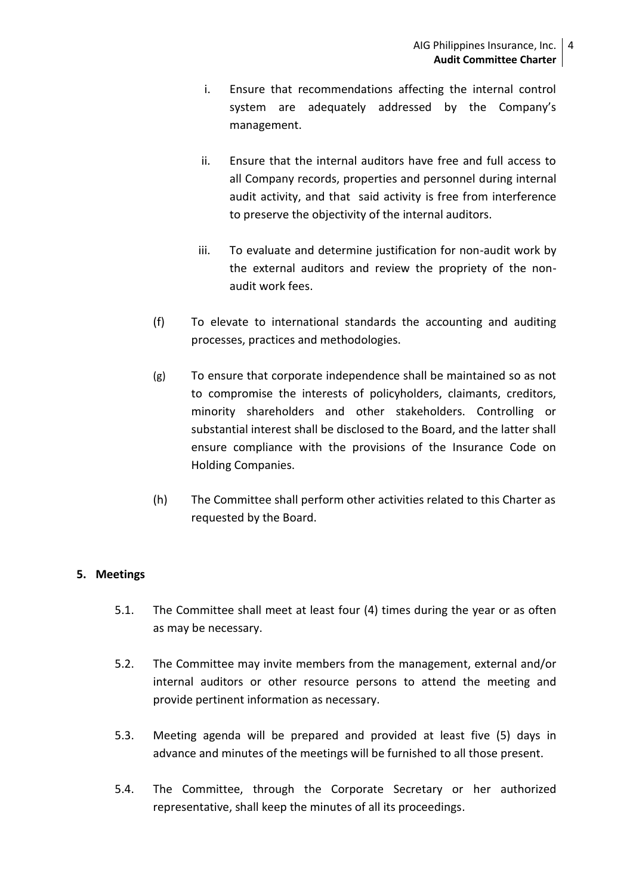i. Ensure that recommendations affecting the internal control system are adequately addressed by the Company's management.

ii. Ensure that the internal auditors have free and full access to all Company records, properties and personnel during internal audit activity, and that said activity is free from interference to preserve the objectivity of the internal auditors.

iii. To evaluate and determine justification for non-audit work by the external auditors and review the propriety of the non-audit work fees.

(f) To elevate to international standards the accounting and auditing processes, practices and methodologies.

(g) To ensure that corporate independence shall be maintained so as not to compromise the interests of policyholders, claimants, creditors, minority shareholders and other stakeholders. Controlling or substantial interest shall be disclosed to the Board, and the latter shall ensure compliance with the provisions of the Insurance Code on Holding Companies.

(h) The Committee shall perform other activities related to this Charter as requested by the Board.

## 5. Meetings

5.1. The Committee shall meet at least four (4) times during the year or as often as may be necessary.

5.2. The Committee may invite members from the management, external and/or internal auditors or other resource persons to attend the meeting and provide pertinent information as necessary.

5.3. Meeting agenda will be prepared and provided at least five (5) days in advance and minutes of the meetings will be furnished to all those present.

5.4. The Committee, through the Corporate Secretary or her authorized representative, shall keep the minutes of all its proceedings.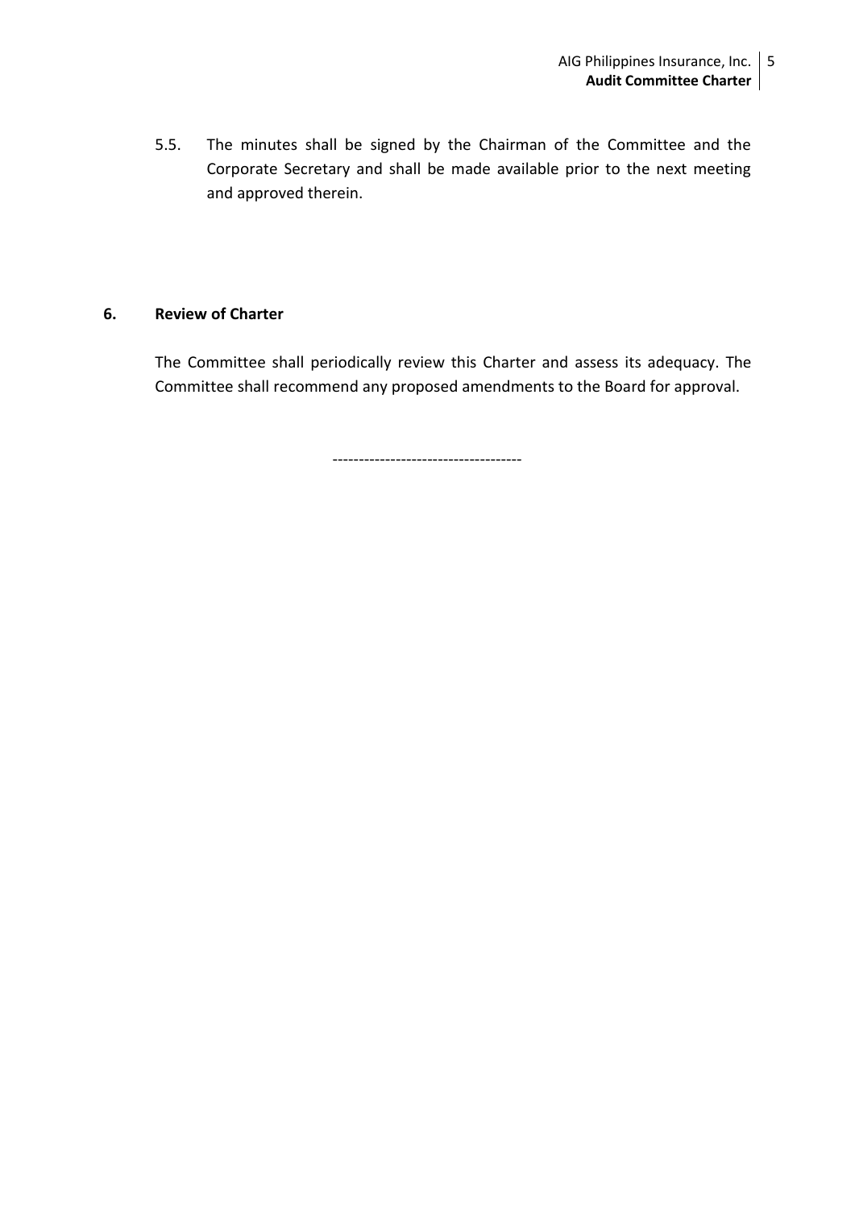5.5. The minutes shall be signed by the Chairman of the Committee and the Corporate Secretary and shall be made available prior to the next meeting and approved therein.

## 6. Review of Charter

The Committee shall periodically review this Charter and assess its adequacy. The Committee shall recommend any proposed amendments to the Board for approval.

------------------------------------